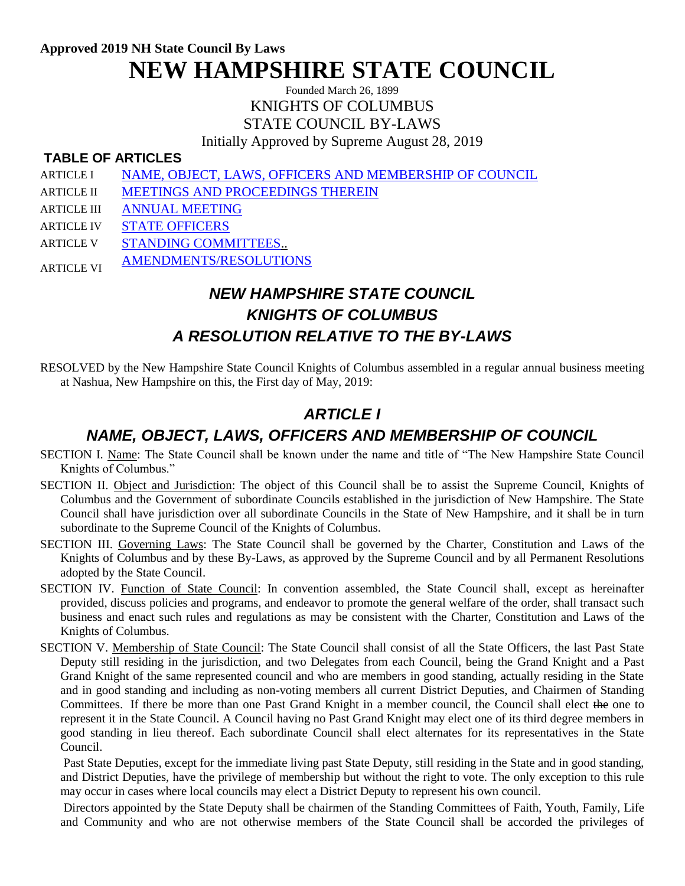**Approved 2019 NH State Council By Laws**

# NEW HAMPSHIRE STATE COUNCIL

Founded March 26, 1899

KNIGHTS OF COLUMBUS

STATE COUNCIL BY-LAWS

Initially Approved by Supreme August 28, 2019

**TABLE OF ARTICLES**

| | |
|---|---|
| ARTICLE I | NAME, OBJECT, LAWS, OFFICERS AND MEMBERSHIP OF COUNCIL |
| ARTICLE II | MEETINGS AND PROCEEDINGS THEREIN |
| ARTICLE III | ANNUAL MEETING |
| ARTICLE IV | STATE OFFICERS |
| ARTICLE V | STANDING COMMITTEES.. |
| ARTICLE VI | AMENDMENTS/RESOLUTIONS |

## *NEW HAMPSHIRE STATE COUNCIL*
## *KNIGHTS OF COLUMBUS*
## *A RESOLUTION RELATIVE TO THE BY-LAWS*

RESOLVED by the New Hampshire State Council Knights of Columbus assembled in a regular annual business meeting at Nashua, New Hampshire on this, the First day of May, 2019:

## *ARTICLE I*
## *NAME, OBJECT, LAWS, OFFICERS AND MEMBERSHIP OF COUNCIL*

SECTION I. Name: The State Council shall be known under the name and title of "The New Hampshire State Council Knights of Columbus."

SECTION II. Object and Jurisdiction: The object of this Council shall be to assist the Supreme Council, Knights of Columbus and the Government of subordinate Councils established in the jurisdiction of New Hampshire. The State Council shall have jurisdiction over all subordinate Councils in the State of New Hampshire, and it shall be in turn subordinate to the Supreme Council of the Knights of Columbus.

SECTION III. Governing Laws: The State Council shall be governed by the Charter, Constitution and Laws of the Knights of Columbus and by these By-Laws, as approved by the Supreme Council and by all Permanent Resolutions adopted by the State Council.

SECTION IV. Function of State Council: In convention assembled, the State Council shall, except as hereinafter provided, discuss policies and programs, and endeavor to promote the general welfare of the order, shall transact such business and enact such rules and regulations as may be consistent with the Charter, Constitution and Laws of the Knights of Columbus.

SECTION V. Membership of State Council: The State Council shall consist of all the State Officers, the last Past State Deputy still residing in the jurisdiction, and two Delegates from each Council, being the Grand Knight and a Past Grand Knight of the same represented council and who are members in good standing, actually residing in the State and in good standing and including as non-voting members all current District Deputies, and Chairmen of Standing Committees. If there be more than one Past Grand Knight in a member council, the Council shall elect ~~the~~ one to represent it in the State Council. A Council having no Past Grand Knight may elect one of its third degree members in good standing in lieu thereof. Each subordinate Council shall elect alternates for its representatives in the State Council.

Past State Deputies, except for the immediate living past State Deputy, still residing in the State and in good standing, and District Deputies, have the privilege of membership but without the right to vote. The only exception to this rule may occur in cases where local councils may elect a District Deputy to represent his own council.

Directors appointed by the State Deputy shall be chairmen of the Standing Committees of Faith, Youth, Family, Life and Community and who are not otherwise members of the State Council shall be accorded the privileges of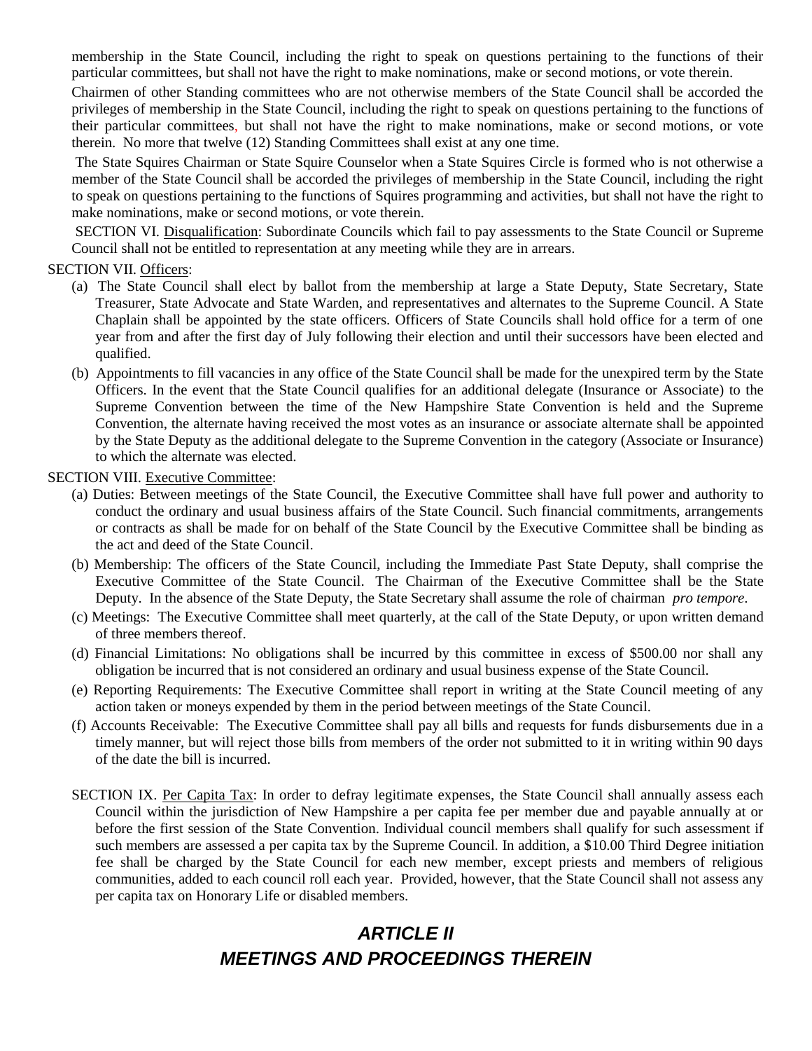membership in the State Council, including the right to speak on questions pertaining to the functions of their particular committees, but shall not have the right to make nominations, make or second motions, or vote therein.

Chairmen of other Standing committees who are not otherwise members of the State Council shall be accorded the privileges of membership in the State Council, including the right to speak on questions pertaining to the functions of their particular committees, but shall not have the right to make nominations, make or second motions, or vote therein. No more that twelve (12) Standing Committees shall exist at any one time.

The State Squires Chairman or State Squire Counselor when a State Squires Circle is formed who is not otherwise a member of the State Council shall be accorded the privileges of membership in the State Council, including the right to speak on questions pertaining to the functions of Squires programming and activities, but shall not have the right to make nominations, make or second motions, or vote therein.

SECTION VI. Disqualification: Subordinate Councils which fail to pay assessments to the State Council or Supreme Council shall not be entitled to representation at any meeting while they are in arrears.

SECTION VII. Officers:

(a) The State Council shall elect by ballot from the membership at large a State Deputy, State Secretary, State Treasurer, State Advocate and State Warden, and representatives and alternates to the Supreme Council. A State Chaplain shall be appointed by the state officers. Officers of State Councils shall hold office for a term of one year from and after the first day of July following their election and until their successors have been elected and qualified.

(b) Appointments to fill vacancies in any office of the State Council shall be made for the unexpired term by the State Officers. In the event that the State Council qualifies for an additional delegate (Insurance or Associate) to the Supreme Convention between the time of the New Hampshire State Convention is held and the Supreme Convention, the alternate having received the most votes as an insurance or associate alternate shall be appointed by the State Deputy as the additional delegate to the Supreme Convention in the category (Associate or Insurance) to which the alternate was elected.

SECTION VIII. Executive Committee:

(a) Duties: Between meetings of the State Council, the Executive Committee shall have full power and authority to conduct the ordinary and usual business affairs of the State Council. Such financial commitments, arrangements or contracts as shall be made for on behalf of the State Council by the Executive Committee shall be binding as the act and deed of the State Council.

(b) Membership: The officers of the State Council, including the Immediate Past State Deputy, shall comprise the Executive Committee of the State Council. The Chairman of the Executive Committee shall be the State Deputy. In the absence of the State Deputy, the State Secretary shall assume the role of chairman *pro tempore*.

(c) Meetings: The Executive Committee shall meet quarterly, at the call of the State Deputy, or upon written demand of three members thereof.

(d) Financial Limitations: No obligations shall be incurred by this committee in excess of $500.00 nor shall any obligation be incurred that is not considered an ordinary and usual business expense of the State Council.

(e) Reporting Requirements: The Executive Committee shall report in writing at the State Council meeting of any action taken or moneys expended by them in the period between meetings of the State Council.

(f) Accounts Receivable: The Executive Committee shall pay all bills and requests for funds disbursements due in a timely manner, but will reject those bills from members of the order not submitted to it in writing within 90 days of the date the bill is incurred.

SECTION IX. Per Capita Tax: In order to defray legitimate expenses, the State Council shall annually assess each Council within the jurisdiction of New Hampshire a per capita fee per member due and payable annually at or before the first session of the State Convention. Individual council members shall qualify for such assessment if such members are assessed a per capita tax by the Supreme Council. In addition, a $10.00 Third Degree initiation fee shall be charged by the State Council for each new member, except priests and members of religious communities, added to each council roll each year. Provided, however, that the State Council shall not assess any per capita tax on Honorary Life or disabled members.

# *ARTICLE II*
# *MEETINGS AND PROCEEDINGS THEREIN*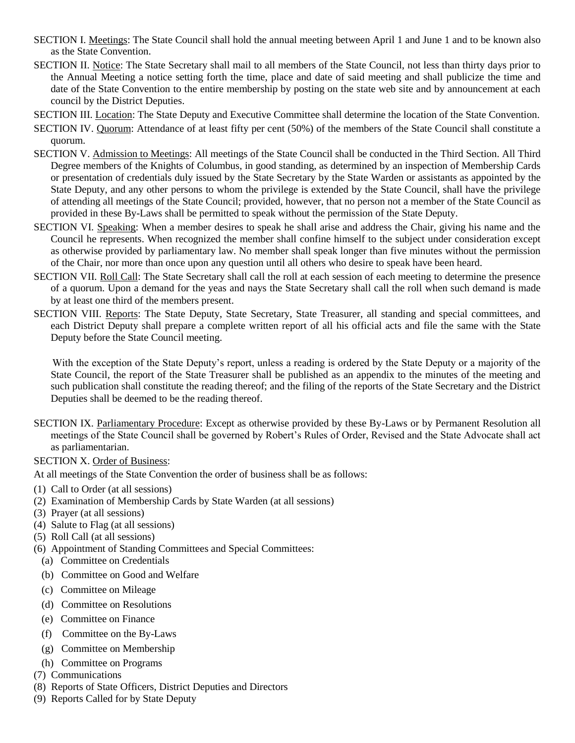SECTION I. Meetings: The State Council shall hold the annual meeting between April 1 and June 1 and to be known also as the State Convention.

SECTION II. Notice: The State Secretary shall mail to all members of the State Council, not less than thirty days prior to the Annual Meeting a notice setting forth the time, place and date of said meeting and shall publicize the time and date of the State Convention to the entire membership by posting on the state web site and by announcement at each council by the District Deputies.

SECTION III. Location: The State Deputy and Executive Committee shall determine the location of the State Convention.

SECTION IV. Quorum: Attendance of at least fifty per cent (50%) of the members of the State Council shall constitute a quorum.

SECTION V. Admission to Meetings: All meetings of the State Council shall be conducted in the Third Section. All Third Degree members of the Knights of Columbus, in good standing, as determined by an inspection of Membership Cards or presentation of credentials duly issued by the State Secretary by the State Warden or assistants as appointed by the State Deputy, and any other persons to whom the privilege is extended by the State Council, shall have the privilege of attending all meetings of the State Council; provided, however, that no person not a member of the State Council as provided in these By-Laws shall be permitted to speak without the permission of the State Deputy.

SECTION VI. Speaking: When a member desires to speak he shall arise and address the Chair, giving his name and the Council he represents. When recognized the member shall confine himself to the subject under consideration except as otherwise provided by parliamentary law. No member shall speak longer than five minutes without the permission of the Chair, nor more than once upon any question until all others who desire to speak have been heard.

SECTION VII. Roll Call: The State Secretary shall call the roll at each session of each meeting to determine the presence of a quorum. Upon a demand for the yeas and nays the State Secretary shall call the roll when such demand is made by at least one third of the members present.

SECTION VIII. Reports: The State Deputy, State Secretary, State Treasurer, all standing and special committees, and each District Deputy shall prepare a complete written report of all his official acts and file the same with the State Deputy before the State Council meeting.

With the exception of the State Deputy's report, unless a reading is ordered by the State Deputy or a majority of the State Council, the report of the State Treasurer shall be published as an appendix to the minutes of the meeting and such publication shall constitute the reading thereof; and the filing of the reports of the State Secretary and the District Deputies shall be deemed to be the reading thereof.

SECTION IX. Parliamentary Procedure: Except as otherwise provided by these By-Laws or by Permanent Resolution all meetings of the State Council shall be governed by Robert's Rules of Order, Revised and the State Advocate shall act as parliamentarian.

SECTION X. Order of Business:

At all meetings of the State Convention the order of business shall be as follows:

(1) Call to Order (at all sessions)
(2) Examination of Membership Cards by State Warden (at all sessions)
(3) Prayer (at all sessions)
(4) Salute to Flag (at all sessions)
(5) Roll Call (at all sessions)
(6) Appointment of Standing Committees and Special Committees:
 (a) Committee on Credentials
 (b) Committee on Good and Welfare
 (c) Committee on Mileage
 (d) Committee on Resolutions
 (e) Committee on Finance
 (f) Committee on the By-Laws
 (g) Committee on Membership
 (h) Committee on Programs
(7) Communications
(8) Reports of State Officers, District Deputies and Directors
(9) Reports Called for by State Deputy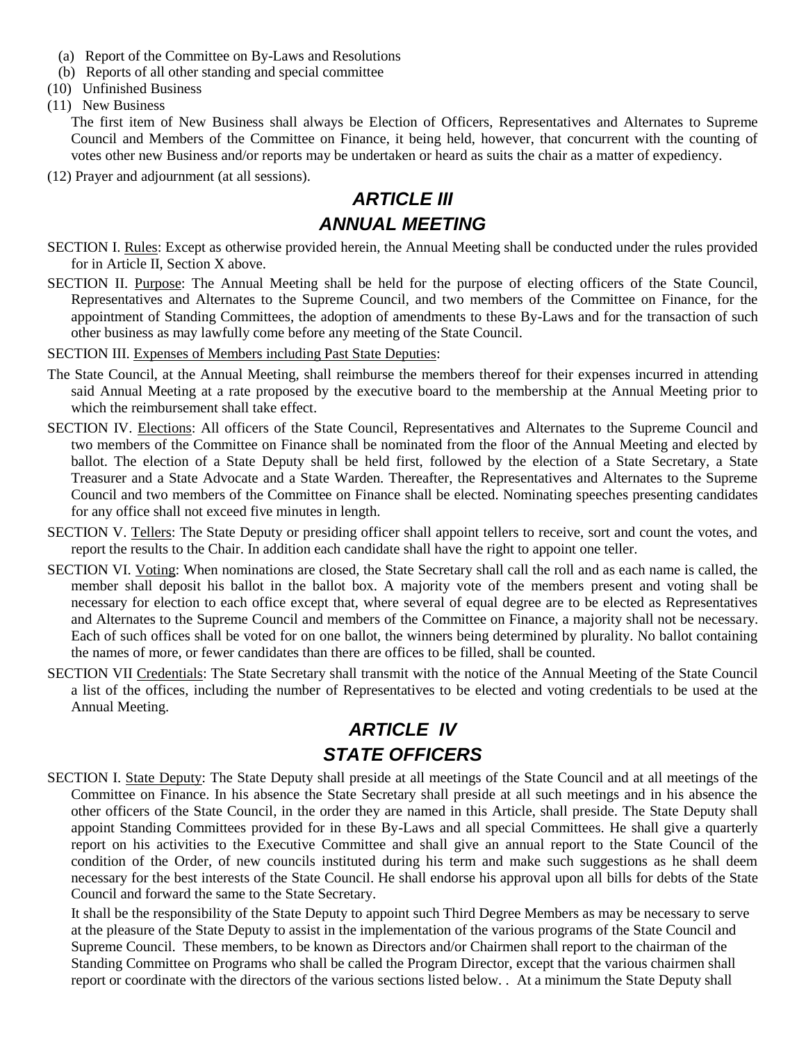(a) Report of the Committee on By-Laws and Resolutions
(b) Reports of all other standing and special committee

(10) Unfinished Business

(11) New Business

The first item of New Business shall always be Election of Officers, Representatives and Alternates to Supreme Council and Members of the Committee on Finance, it being held, however, that concurrent with the counting of votes other new Business and/or reports may be undertaken or heard as suits the chair as a matter of expediency.

(12) Prayer and adjournment (at all sessions).

## *ARTICLE III*

## *ANNUAL MEETING*

SECTION I. Rules: Except as otherwise provided herein, the Annual Meeting shall be conducted under the rules provided for in Article II, Section X above.

SECTION II. Purpose: The Annual Meeting shall be held for the purpose of electing officers of the State Council, Representatives and Alternates to the Supreme Council, and two members of the Committee on Finance, for the appointment of Standing Committees, the adoption of amendments to these By-Laws and for the transaction of such other business as may lawfully come before any meeting of the State Council.

SECTION III. Expenses of Members including Past State Deputies:

The State Council, at the Annual Meeting, shall reimburse the members thereof for their expenses incurred in attending said Annual Meeting at a rate proposed by the executive board to the membership at the Annual Meeting prior to which the reimbursement shall take effect.

SECTION IV. Elections: All officers of the State Council, Representatives and Alternates to the Supreme Council and two members of the Committee on Finance shall be nominated from the floor of the Annual Meeting and elected by ballot. The election of a State Deputy shall be held first, followed by the election of a State Secretary, a State Treasurer and a State Advocate and a State Warden. Thereafter, the Representatives and Alternates to the Supreme Council and two members of the Committee on Finance shall be elected. Nominating speeches presenting candidates for any office shall not exceed five minutes in length.

SECTION V. Tellers: The State Deputy or presiding officer shall appoint tellers to receive, sort and count the votes, and report the results to the Chair. In addition each candidate shall have the right to appoint one teller.

SECTION VI. Voting: When nominations are closed, the State Secretary shall call the roll and as each name is called, the member shall deposit his ballot in the ballot box. A majority vote of the members present and voting shall be necessary for election to each office except that, where several of equal degree are to be elected as Representatives and Alternates to the Supreme Council and members of the Committee on Finance, a majority shall not be necessary. Each of such offices shall be voted for on one ballot, the winners being determined by plurality. No ballot containing the names of more, or fewer candidates than there are offices to be filled, shall be counted.

SECTION VII Credentials: The State Secretary shall transmit with the notice of the Annual Meeting of the State Council a list of the offices, including the number of Representatives to be elected and voting credentials to be used at the Annual Meeting.

## *ARTICLE IV*

## *STATE OFFICERS*

SECTION I. State Deputy: The State Deputy shall preside at all meetings of the State Council and at all meetings of the Committee on Finance. In his absence the State Secretary shall preside at all such meetings and in his absence the other officers of the State Council, in the order they are named in this Article, shall preside. The State Deputy shall appoint Standing Committees provided for in these By-Laws and all special Committees. He shall give a quarterly report on his activities to the Executive Committee and shall give an annual report to the State Council of the condition of the Order, of new councils instituted during his term and make such suggestions as he shall deem necessary for the best interests of the State Council. He shall endorse his approval upon all bills for debts of the State Council and forward the same to the State Secretary.

It shall be the responsibility of the State Deputy to appoint such Third Degree Members as may be necessary to serve at the pleasure of the State Deputy to assist in the implementation of the various programs of the State Council and Supreme Council. These members, to be known as Directors and/or Chairmen shall report to the chairman of the Standing Committee on Programs who shall be called the Program Director, except that the various chairmen shall report or coordinate with the directors of the various sections listed below. . At a minimum the State Deputy shall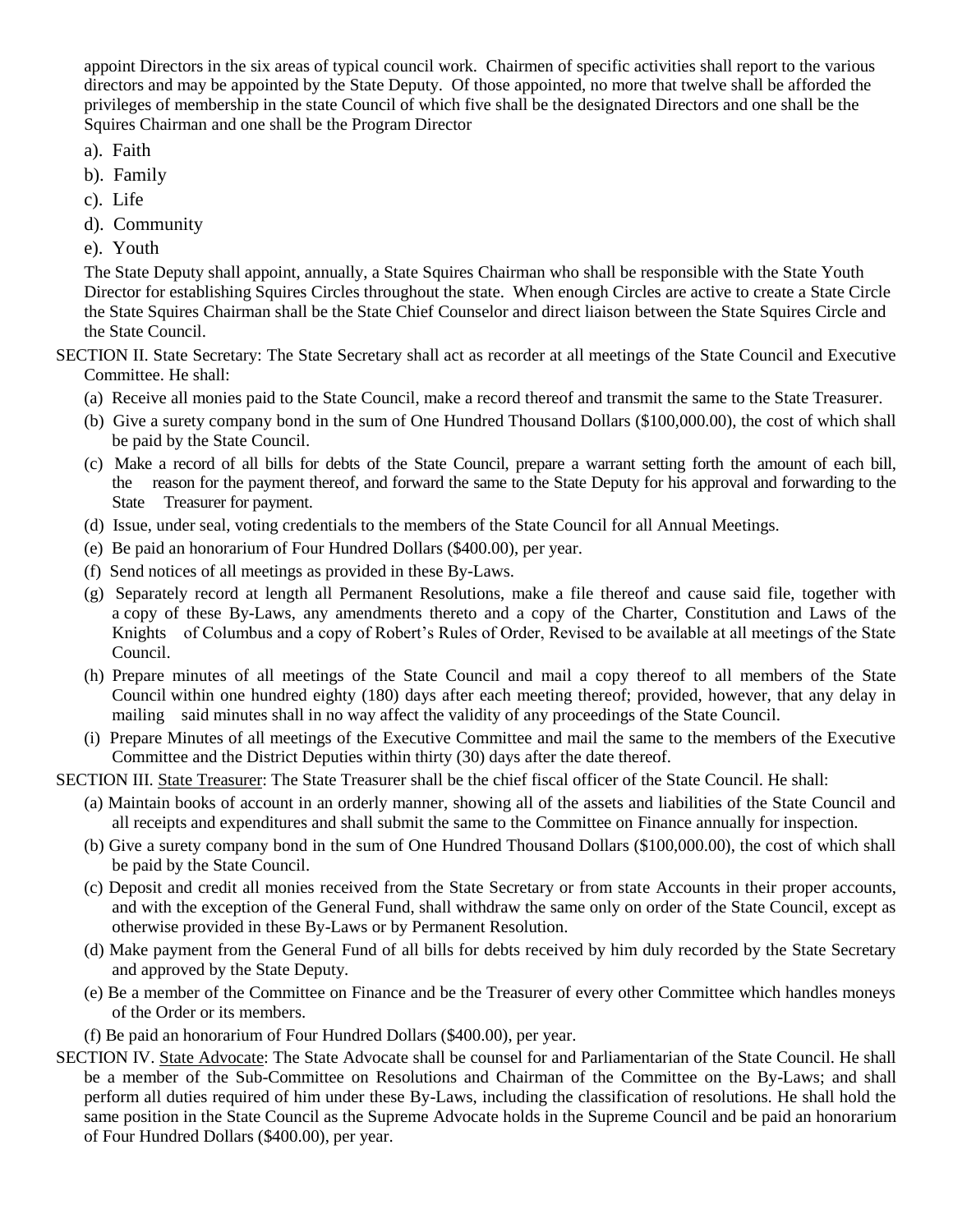appoint Directors in the six areas of typical council work. Chairmen of specific activities shall report to the various directors and may be appointed by the State Deputy. Of those appointed, no more that twelve shall be afforded the privileges of membership in the state Council of which five shall be the designated Directors and one shall be the Squires Chairman and one shall be the Program Director

a). Faith

b). Family

c). Life

d). Community

e). Youth

The State Deputy shall appoint, annually, a State Squires Chairman who shall be responsible with the State Youth Director for establishing Squires Circles throughout the state. When enough Circles are active to create a State Circle the State Squires Chairman shall be the State Chief Counselor and direct liaison between the State Squires Circle and the State Council.

SECTION II. State Secretary: The State Secretary shall act as recorder at all meetings of the State Council and Executive Committee. He shall:

(a) Receive all monies paid to the State Council, make a record thereof and transmit the same to the State Treasurer.

(b) Give a surety company bond in the sum of One Hundred Thousand Dollars ($100,000.00), the cost of which shall be paid by the State Council.

(c) Make a record of all bills for debts of the State Council, prepare a warrant setting forth the amount of each bill, the reason for the payment thereof, and forward the same to the State Deputy for his approval and forwarding to the State Treasurer for payment.

(d) Issue, under seal, voting credentials to the members of the State Council for all Annual Meetings.

(e) Be paid an honorarium of Four Hundred Dollars ($400.00), per year.

(f) Send notices of all meetings as provided in these By-Laws.

(g) Separately record at length all Permanent Resolutions, make a file thereof and cause said file, together with a copy of these By-Laws, any amendments thereto and a copy of the Charter, Constitution and Laws of the Knights of Columbus and a copy of Robert's Rules of Order, Revised to be available at all meetings of the State Council.

(h) Prepare minutes of all meetings of the State Council and mail a copy thereof to all members of the State Council within one hundred eighty (180) days after each meeting thereof; provided, however, that any delay in mailing said minutes shall in no way affect the validity of any proceedings of the State Council.

(i) Prepare Minutes of all meetings of the Executive Committee and mail the same to the members of the Executive Committee and the District Deputies within thirty (30) days after the date thereof.

SECTION III. <u>State Treasurer</u>: The State Treasurer shall be the chief fiscal officer of the State Council. He shall:

(a) Maintain books of account in an orderly manner, showing all of the assets and liabilities of the State Council and all receipts and expenditures and shall submit the same to the Committee on Finance annually for inspection.

(b) Give a surety company bond in the sum of One Hundred Thousand Dollars ($100,000.00), the cost of which shall be paid by the State Council.

(c) Deposit and credit all monies received from the State Secretary or from state Accounts in their proper accounts, and with the exception of the General Fund, shall withdraw the same only on order of the State Council, except as otherwise provided in these By-Laws or by Permanent Resolution.

(d) Make payment from the General Fund of all bills for debts received by him duly recorded by the State Secretary and approved by the State Deputy.

(e) Be a member of the Committee on Finance and be the Treasurer of every other Committee which handles moneys of the Order or its members.

(f) Be paid an honorarium of Four Hundred Dollars ($400.00), per year.

SECTION IV. <u>State Advocate</u>: The State Advocate shall be counsel for and Parliamentarian of the State Council. He shall be a member of the Sub-Committee on Resolutions and Chairman of the Committee on the By-Laws; and shall perform all duties required of him under these By-Laws, including the classification of resolutions. He shall hold the same position in the State Council as the Supreme Advocate holds in the Supreme Council and be paid an honorarium of Four Hundred Dollars ($400.00), per year.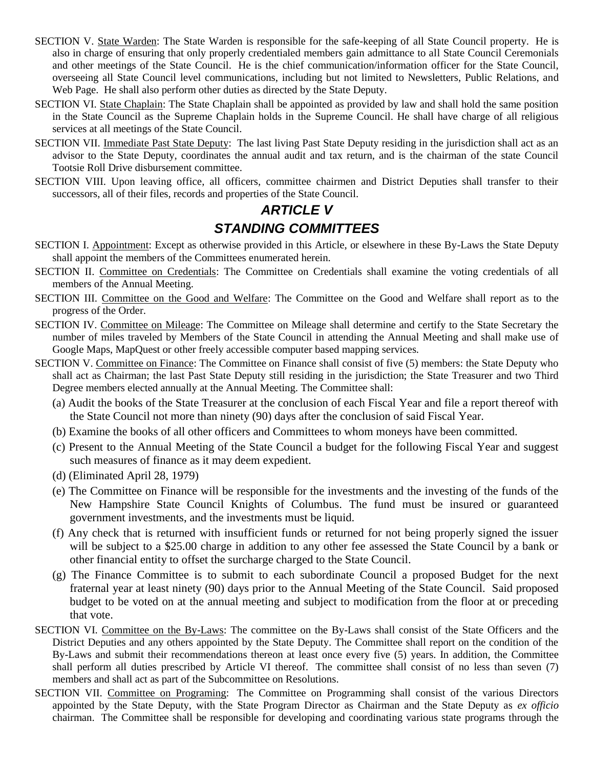SECTION V. <u>State Warden</u>: The State Warden is responsible for the safe-keeping of all State Council property. He is also in charge of ensuring that only properly credentialed members gain admittance to all State Council Ceremonials and other meetings of the State Council. He is the chief communication/information officer for the State Council, overseeing all State Council level communications, including but not limited to Newsletters, Public Relations, and Web Page. He shall also perform other duties as directed by the State Deputy.

SECTION VI. <u>State Chaplain</u>: The State Chaplain shall be appointed as provided by law and shall hold the same position in the State Council as the Supreme Chaplain holds in the Supreme Council. He shall have charge of all religious services at all meetings of the State Council.

SECTION VII. <u>Immediate Past State Deputy</u>: The last living Past State Deputy residing in the jurisdiction shall act as an advisor to the State Deputy, coordinates the annual audit and tax return, and is the chairman of the state Council Tootsie Roll Drive disbursement committee.

SECTION VIII. Upon leaving office, all officers, committee chairmen and District Deputies shall transfer to their successors, all of their files, records and properties of the State Council.

## *ARTICLE V*

## *STANDING COMMITTEES*

SECTION I. <u>Appointment</u>: Except as otherwise provided in this Article, or elsewhere in these By-Laws the State Deputy shall appoint the members of the Committees enumerated herein.

SECTION II. <u>Committee on Credentials</u>: The Committee on Credentials shall examine the voting credentials of all members of the Annual Meeting.

SECTION III. <u>Committee on the Good and Welfare</u>: The Committee on the Good and Welfare shall report as to the progress of the Order.

SECTION IV. <u>Committee on Mileage</u>: The Committee on Mileage shall determine and certify to the State Secretary the number of miles traveled by Members of the State Council in attending the Annual Meeting and shall make use of Google Maps, MapQuest or other freely accessible computer based mapping services.

SECTION V. <u>Committee on Finance</u>: The Committee on Finance shall consist of five (5) members: the State Deputy who shall act as Chairman; the last Past State Deputy still residing in the jurisdiction; the State Treasurer and two Third Degree members elected annually at the Annual Meeting. The Committee shall:

(a) Audit the books of the State Treasurer at the conclusion of each Fiscal Year and file a report thereof with the State Council not more than ninety (90) days after the conclusion of said Fiscal Year.

(b) Examine the books of all other officers and Committees to whom moneys have been committed.

(c) Present to the Annual Meeting of the State Council a budget for the following Fiscal Year and suggest such measures of finance as it may deem expedient.

(d) (Eliminated April 28, 1979)

(e) The Committee on Finance will be responsible for the investments and the investing of the funds of the New Hampshire State Council Knights of Columbus. The fund must be insured or guaranteed government investments, and the investments must be liquid.

(f) Any check that is returned with insufficient funds or returned for not being properly signed the issuer will be subject to a $25.00 charge in addition to any other fee assessed the State Council by a bank or other financial entity to offset the surcharge charged to the State Council.

(g) The Finance Committee is to submit to each subordinate Council a proposed Budget for the next fraternal year at least ninety (90) days prior to the Annual Meeting of the State Council. Said proposed budget to be voted on at the annual meeting and subject to modification from the floor at or preceding that vote.

SECTION VI. <u>Committee on the By-Laws</u>: The committee on the By-Laws shall consist of the State Officers and the District Deputies and any others appointed by the State Deputy. The Committee shall report on the condition of the By-Laws and submit their recommendations thereon at least once every five (5) years. In addition, the Committee shall perform all duties prescribed by Article VI thereof. The committee shall consist of no less than seven (7) members and shall act as part of the Subcommittee on Resolutions.

SECTION VII. <u>Committee on Programing</u>: The Committee on Programming shall consist of the various Directors appointed by the State Deputy, with the State Program Director as Chairman and the State Deputy as *ex officio* chairman. The Committee shall be responsible for developing and coordinating various state programs through the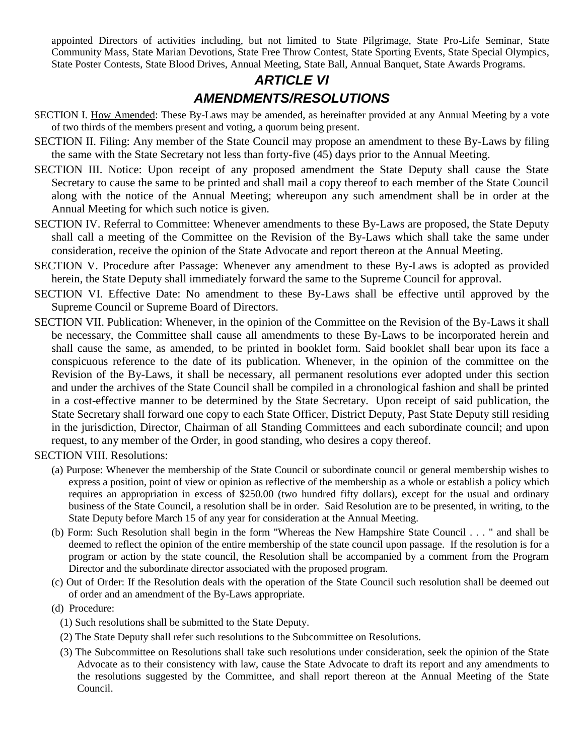appointed Directors of activities including, but not limited to State Pilgrimage, State Pro-Life Seminar, State Community Mass, State Marian Devotions, State Free Throw Contest, State Sporting Events, State Special Olympics, State Poster Contests, State Blood Drives, Annual Meeting, State Ball, Annual Banquet, State Awards Programs.

## *ARTICLE VI*
## *AMENDMENTS/RESOLUTIONS*

SECTION I. How Amended: These By-Laws may be amended, as hereinafter provided at any Annual Meeting by a vote of two thirds of the members present and voting, a quorum being present.

SECTION II. Filing: Any member of the State Council may propose an amendment to these By-Laws by filing the same with the State Secretary not less than forty-five (45) days prior to the Annual Meeting.

SECTION III. Notice: Upon receipt of any proposed amendment the State Deputy shall cause the State Secretary to cause the same to be printed and shall mail a copy thereof to each member of the State Council along with the notice of the Annual Meeting; whereupon any such amendment shall be in order at the Annual Meeting for which such notice is given.

SECTION IV. Referral to Committee: Whenever amendments to these By-Laws are proposed, the State Deputy shall call a meeting of the Committee on the Revision of the By-Laws which shall take the same under consideration, receive the opinion of the State Advocate and report thereon at the Annual Meeting.

SECTION V. Procedure after Passage: Whenever any amendment to these By-Laws is adopted as provided herein, the State Deputy shall immediately forward the same to the Supreme Council for approval.

SECTION VI. Effective Date: No amendment to these By-Laws shall be effective until approved by the Supreme Council or Supreme Board of Directors.

SECTION VII. Publication: Whenever, in the opinion of the Committee on the Revision of the By-Laws it shall be necessary, the Committee shall cause all amendments to these By-Laws to be incorporated herein and shall cause the same, as amended, to be printed in booklet form. Said booklet shall bear upon its face a conspicuous reference to the date of its publication. Whenever, in the opinion of the committee on the Revision of the By-Laws, it shall be necessary, all permanent resolutions ever adopted under this section and under the archives of the State Council shall be compiled in a chronological fashion and shall be printed in a cost-effective manner to be determined by the State Secretary. Upon receipt of said publication, the State Secretary shall forward one copy to each State Officer, District Deputy, Past State Deputy still residing in the jurisdiction, Director, Chairman of all Standing Committees and each subordinate council; and upon request, to any member of the Order, in good standing, who desires a copy thereof.

SECTION VIII. Resolutions:

(a) Purpose: Whenever the membership of the State Council or subordinate council or general membership wishes to express a position, point of view or opinion as reflective of the membership as a whole or establish a policy which requires an appropriation in excess of $250.00 (two hundred fifty dollars), except for the usual and ordinary business of the State Council, a resolution shall be in order. Said Resolution are to be presented, in writing, to the State Deputy before March 15 of any year for consideration at the Annual Meeting.

(b) Form: Such Resolution shall begin in the form "Whereas the New Hampshire State Council . . . " and shall be deemed to reflect the opinion of the entire membership of the state council upon passage. If the resolution is for a program or action by the state council, the Resolution shall be accompanied by a comment from the Program Director and the subordinate director associated with the proposed program.

(c) Out of Order: If the Resolution deals with the operation of the State Council such resolution shall be deemed out of order and an amendment of the By-Laws appropriate.

(d) Procedure:

(1) Such resolutions shall be submitted to the State Deputy.

(2) The State Deputy shall refer such resolutions to the Subcommittee on Resolutions.

(3) The Subcommittee on Resolutions shall take such resolutions under consideration, seek the opinion of the State Advocate as to their consistency with law, cause the State Advocate to draft its report and any amendments to the resolutions suggested by the Committee, and shall report thereon at the Annual Meeting of the State Council.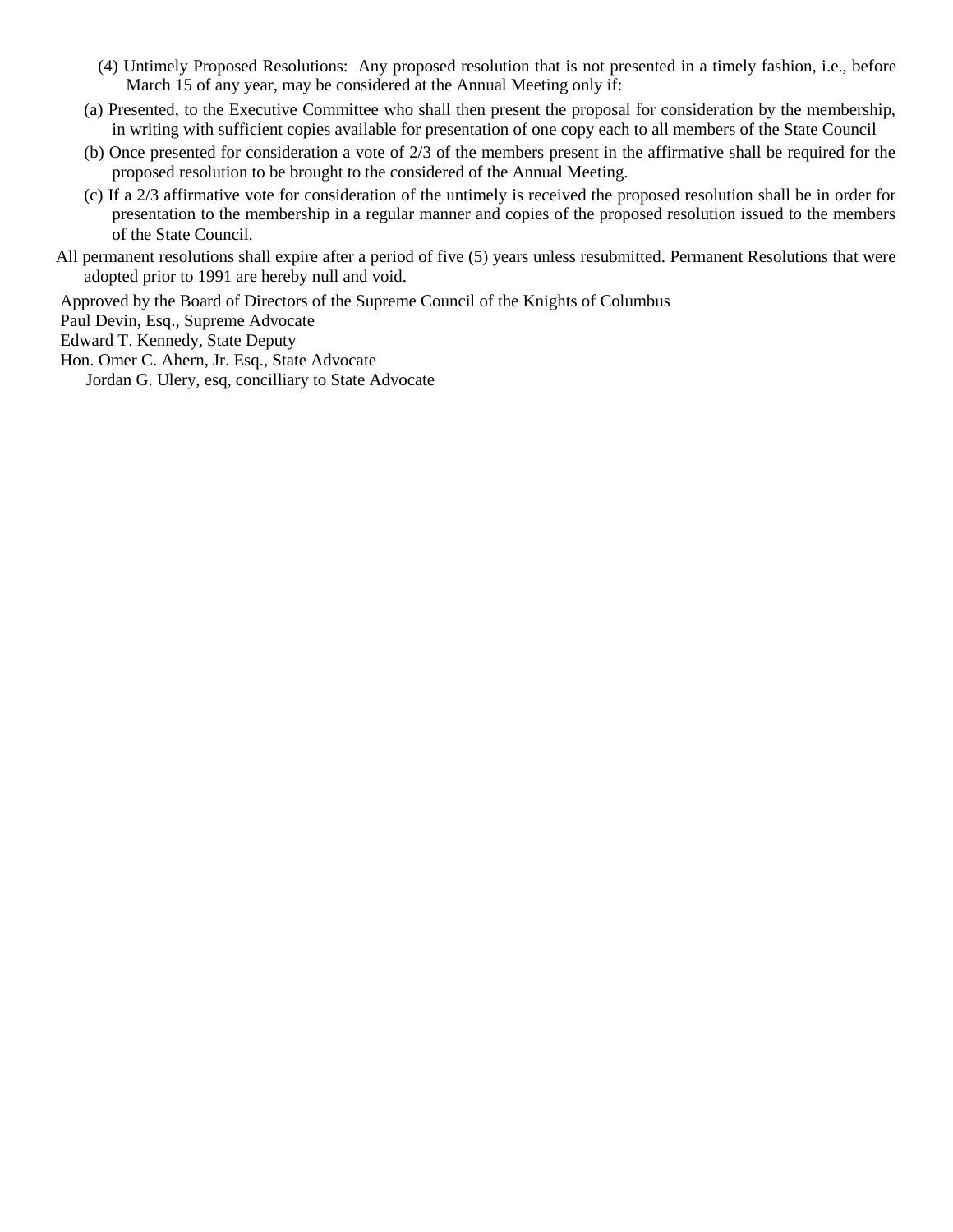(4) Untimely Proposed Resolutions: Any proposed resolution that is not presented in a timely fashion, i.e., before March 15 of any year, may be considered at the Annual Meeting only if:

(a) Presented, to the Executive Committee who shall then present the proposal for consideration by the membership, in writing with sufficient copies available for presentation of one copy each to all members of the State Council

(b) Once presented for consideration a vote of 2/3 of the members present in the affirmative shall be required for the proposed resolution to be brought to the considered of the Annual Meeting.

(c) If a 2/3 affirmative vote for consideration of the untimely is received the proposed resolution shall be in order for presentation to the membership in a regular manner and copies of the proposed resolution issued to the members of the State Council.

All permanent resolutions shall expire after a period of five (5) years unless resubmitted. Permanent Resolutions that were adopted prior to 1991 are hereby null and void.

Approved by the Board of Directors of the Supreme Council of the Knights of Columbus
Paul Devin, Esq., Supreme Advocate
Edward T. Kennedy, State Deputy
Hon. Omer C. Ahern, Jr. Esq., State Advocate
Jordan G. Ulery, esq, concilliary to State Advocate